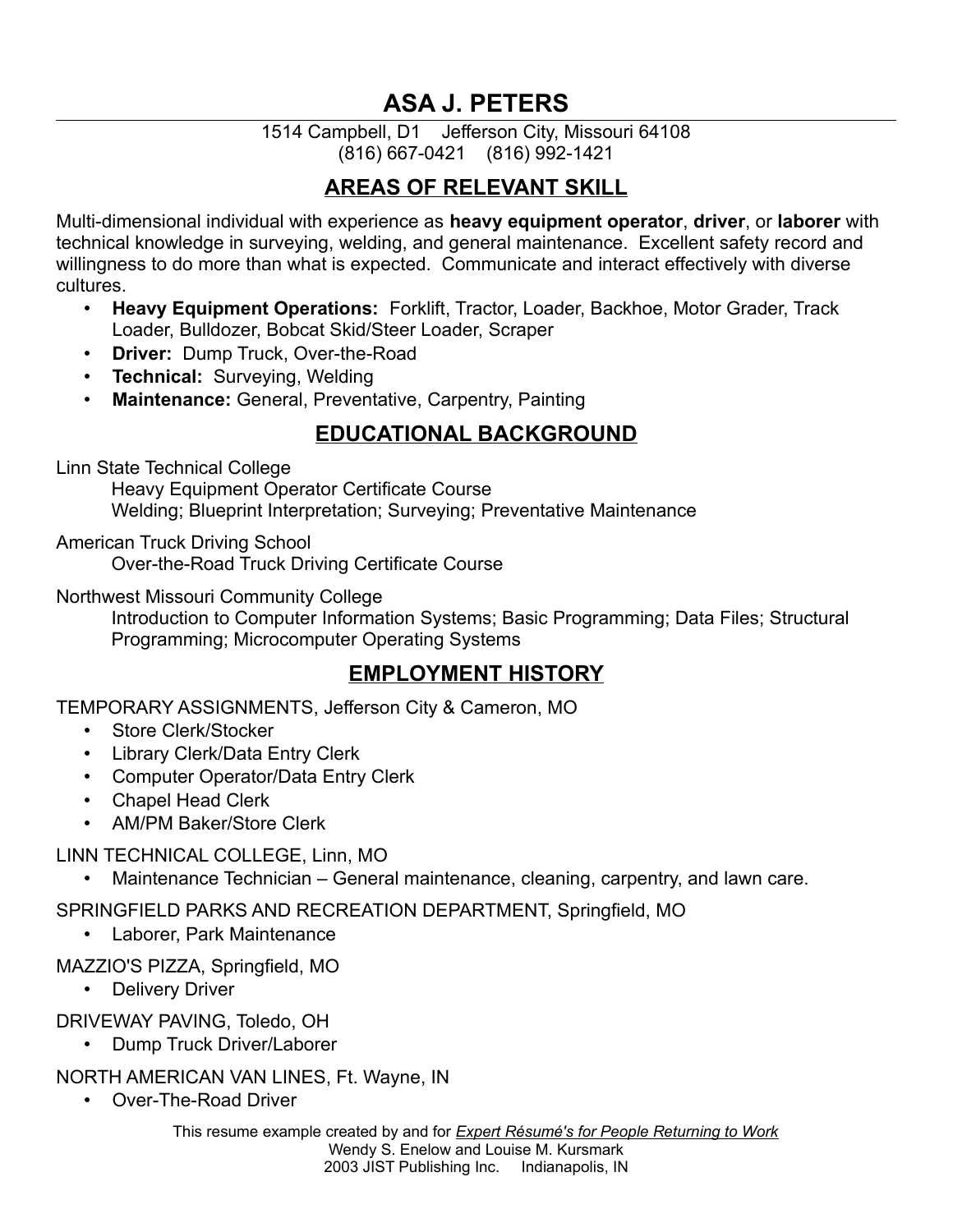# ASA J. PETERS

1514 Campbell, D1    Jefferson City, Missouri 64108
(816) 667-0421    (816) 992-1421

## AREAS OF RELEVANT SKILL

Multi-dimensional individual with experience as **heavy equipment operator**, **driver**, or **laborer** with technical knowledge in surveying, welding, and general maintenance. Excellent safety record and willingness to do more than what is expected. Communicate and interact effectively with diverse cultures.

- **Heavy Equipment Operations:** Forklift, Tractor, Loader, Backhoe, Motor Grader, Track Loader, Bulldozer, Bobcat Skid/Steer Loader, Scraper
- **Driver:** Dump Truck, Over-the-Road
- **Technical:** Surveying, Welding
- **Maintenance:** General, Preventative, Carpentry, Painting

## EDUCATIONAL BACKGROUND

Linn State Technical College
Heavy Equipment Operator Certificate Course
Welding; Blueprint Interpretation; Surveying; Preventative Maintenance

American Truck Driving School
Over-the-Road Truck Driving Certificate Course

Northwest Missouri Community College
Introduction to Computer Information Systems; Basic Programming; Data Files; Structural Programming; Microcomputer Operating Systems

## EMPLOYMENT HISTORY

TEMPORARY ASSIGNMENTS, Jefferson City & Cameron, MO

- Store Clerk/Stocker
- Library Clerk/Data Entry Clerk
- Computer Operator/Data Entry Clerk
- Chapel Head Clerk
- AM/PM Baker/Store Clerk

LINN TECHNICAL COLLEGE, Linn, MO

- Maintenance Technician – General maintenance, cleaning, carpentry, and lawn care.

SPRINGFIELD PARKS AND RECREATION DEPARTMENT, Springfield, MO

- Laborer, Park Maintenance

MAZZIO'S PIZZA, Springfield, MO

- Delivery Driver

DRIVEWAY PAVING, Toledo, OH

- Dump Truck Driver/Laborer

NORTH AMERICAN VAN LINES, Ft. Wayne, IN

- Over-The-Road Driver

This resume example created by and for *Expert Résumé's for People Returning to Work*
Wendy S. Enelow and Louise M. Kursmark
2003 JIST Publishing Inc.    Indianapolis, IN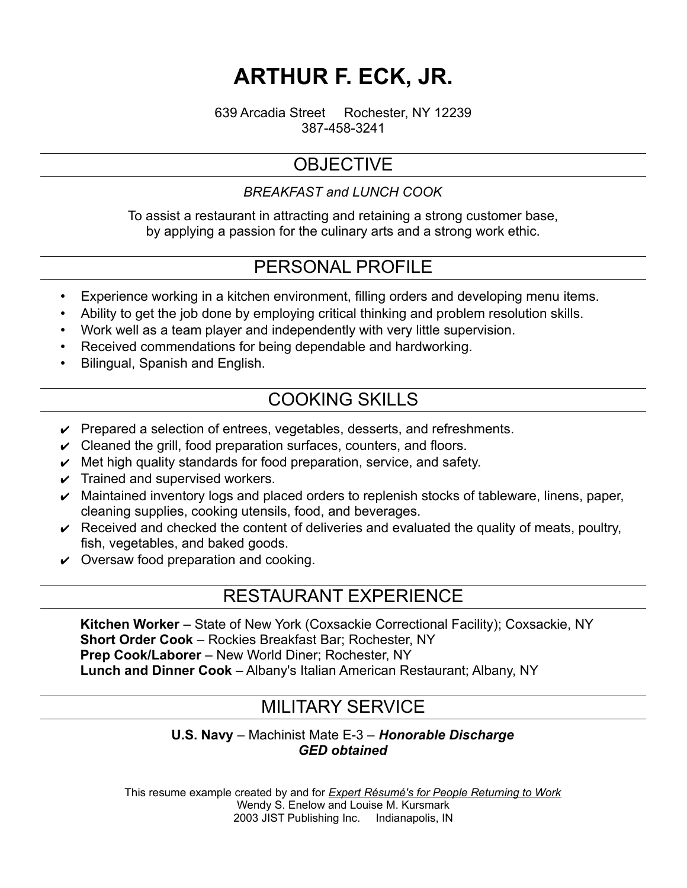# ARTHUR F. ECK, JR.

639 Arcadia Street Rochester, NY 12239
387-458-3241

## OBJECTIVE

*BREAKFAST and LUNCH COOK*

To assist a restaurant in attracting and retaining a strong customer base, by applying a passion for the culinary arts and a strong work ethic.

## PERSONAL PROFILE

- Experience working in a kitchen environment, filling orders and developing menu items.
- Ability to get the job done by employing critical thinking and problem resolution skills.
- Work well as a team player and independently with very little supervision.
- Received commendations for being dependable and hardworking.
- Bilingual, Spanish and English.

## COOKING SKILLS

- ✔ Prepared a selection of entrees, vegetables, desserts, and refreshments.
- ✔ Cleaned the grill, food preparation surfaces, counters, and floors.
- ✔ Met high quality standards for food preparation, service, and safety.
- ✔ Trained and supervised workers.
- ✔ Maintained inventory logs and placed orders to replenish stocks of tableware, linens, paper, cleaning supplies, cooking utensils, food, and beverages.
- ✔ Received and checked the content of deliveries and evaluated the quality of meats, poultry, fish, vegetables, and baked goods.
- ✔ Oversaw food preparation and cooking.

## RESTAURANT EXPERIENCE

**Kitchen Worker** – State of New York (Coxsackie Correctional Facility); Coxsackie, NY
**Short Order Cook** – Rockies Breakfast Bar; Rochester, NY
**Prep Cook/Laborer** – New World Diner; Rochester, NY
**Lunch and Dinner Cook** – Albany's Italian American Restaurant; Albany, NY

## MILITARY SERVICE

**U.S. Navy** – Machinist Mate E-3 – ***Honorable Discharge***
***GED obtained***

This resume example created by and for *Expert Résumé's for People Returning to Work*
Wendy S. Enelow and Louise M. Kursmark
2003 JIST Publishing Inc. Indianapolis, IN